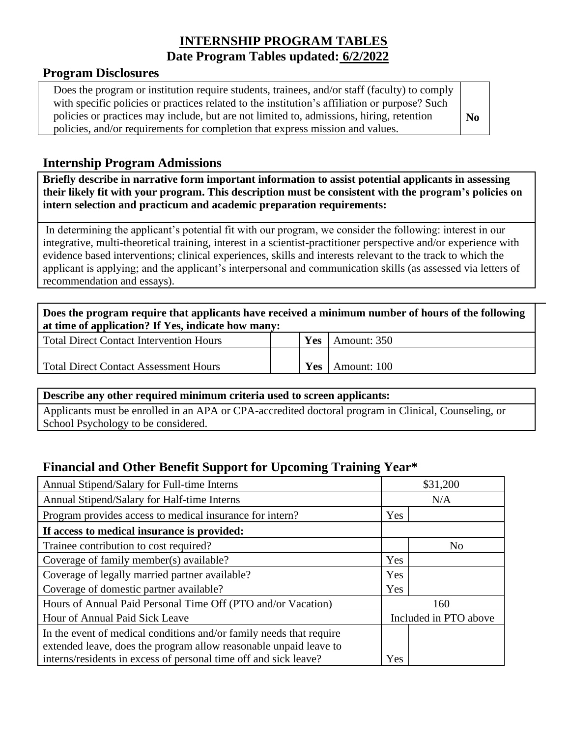# INTERNSHIP PROGRAM TABLES

## Date Program Tables updated: 6/2/2022

### Program Disclosures

| Does the program or institution require students, trainees, and/or staff (faculty) to comply with specific policies or practices related to the institution's affiliation or purpose? Such policies or practices may include, but are not limited to, admissions, hiring, retention policies, and/or requirements for completion that express mission and values. | **No** |
|---|---|

### Internship Program Admissions

| **Briefly describe in narrative form important information to assist potential applicants in assessing their likely fit with your program. This description must be consistent with the program's policies on intern selection and practicum and academic preparation requirements:** |
|---|
| In determining the applicant's potential fit with our program, we consider the following: interest in our integrative, multi-theoretical training, interest in a scientist-practitioner perspective and/or experience with evidence based interventions; clinical experiences, skills and interests relevant to the track to which the applicant is applying; and the applicant's interpersonal and communication skills (as assessed via letters of recommendation and essays). |

| **Does the program require that applicants have received a minimum number of hours of the following at time of application? If Yes, indicate how many:** | | | |
|---|---|---|---|
| Total Direct Contact Intervention Hours | | **Yes** | Amount: 350 |
| Total Direct Contact Assessment Hours | | **Yes** | Amount: 100 |

| **Describe any other required minimum criteria used to screen applicants:** |
|---|
| Applicants must be enrolled in an APA or CPA-accredited doctoral program in Clinical, Counseling, or School Psychology to be considered. |

### Financial and Other Benefit Support for Upcoming Training Year*

| Annual Stipend/Salary for Full-time Interns | $31,200 | |
|---|---|---|
| Annual Stipend/Salary for Half-time Interns | N/A | |
| Program provides access to medical insurance for intern? | Yes | |
| **If access to medical insurance is provided:** | | |
| Trainee contribution to cost required? | | No |
| Coverage of family member(s) available? | Yes | |
| Coverage of legally married partner available? | Yes | |
| Coverage of domestic partner available? | Yes | |
| Hours of Annual Paid Personal Time Off (PTO and/or Vacation) | 160 | |
| Hour of Annual Paid Sick Leave | Included in PTO above | |
| In the event of medical conditions and/or family needs that require extended leave, does the program allow reasonable unpaid leave to interns/residents in excess of personal time off and sick leave? | Yes | |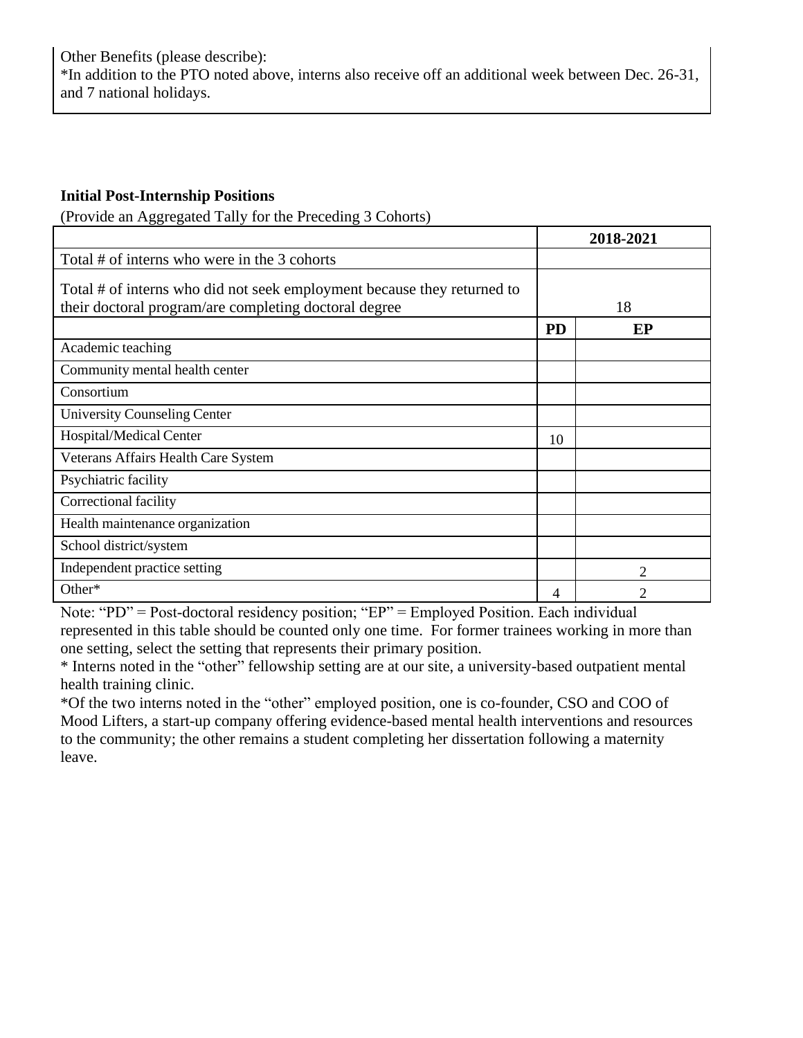Other Benefits (please describe):
*In addition to the PTO noted above, interns also receive off an additional week between Dec. 26-31, and 7 national holidays.

**Initial Post-Internship Positions**

(Provide an Aggregated Tally for the Preceding 3 Cohorts)

| | **2018-2021** | |
|---|---|---|
| Total # of interns who were in the 3 cohorts | | |
| Total # of interns who did not seek employment because they returned to their doctoral program/are completing doctoral degree | 18 | |
| | **PD** | **EP** |
| Academic teaching | | |
| Community mental health center | | |
| Consortium | | |
| University Counseling Center | | |
| Hospital/Medical Center | 10 | |
| Veterans Affairs Health Care System | | |
| Psychiatric facility | | |
| Correctional facility | | |
| Health maintenance organization | | |
| School district/system | | |
| Independent practice setting | | 2 |
| Other* | 4 | 2 |

Note: "PD" = Post-doctoral residency position; "EP" = Employed Position. Each individual represented in this table should be counted only one time. For former trainees working in more than one setting, select the setting that represents their primary position.

* Interns noted in the "other" fellowship setting are at our site, a university-based outpatient mental health training clinic.

*Of the two interns noted in the "other" employed position, one is co-founder, CSO and COO of Mood Lifters, a start-up company offering evidence-based mental health interventions and resources to the community; the other remains a student completing her dissertation following a maternity leave.